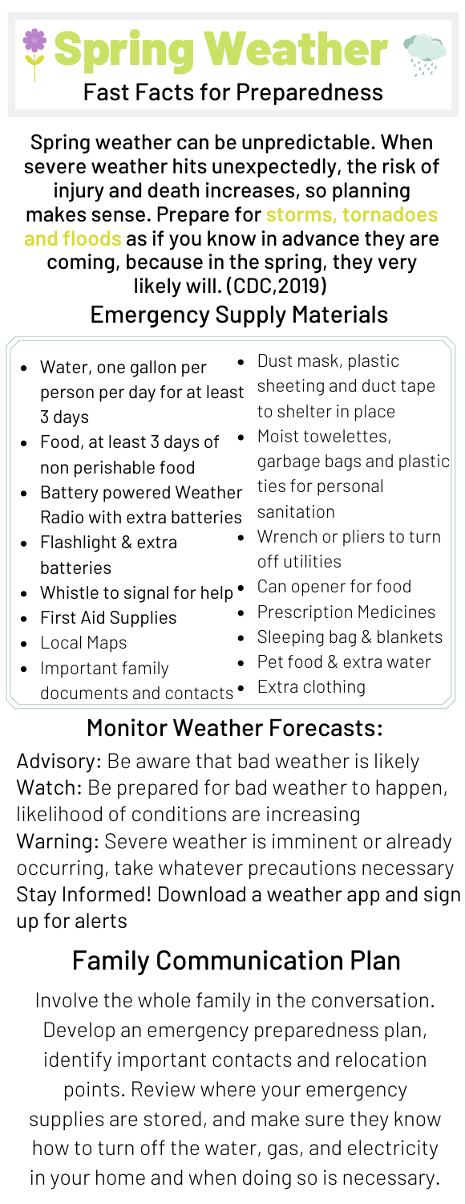# Spring Weather

## Fast Facts for Preparedness

**Spring weather can be unpredictable. When severe weather hits unexpectedly, the risk of injury and death increases, so planning makes sense. Prepare for storms, tornadoes and floods as if you know in advance they are coming, because in the spring, they very likely will. (CDC,2019)**

## Emergency Supply Materials

- Water, one gallon per person per day for at least 3 days
- Food, at least 3 days of non perishable food
- Battery powered Weather Radio with extra batteries
- Flashlight & extra batteries
- Whistle to signal for help
- First Aid Supplies
- Local Maps
- Important family documents and contacts
- Dust mask, plastic sheeting and duct tape to shelter in place
- Moist towelettes, garbage bags and plastic ties for personal sanitation
- Wrench or pliers to turn off utilities
- Can opener for food
- Prescription Medicines
- Sleeping bag & blankets
- Pet food & extra water
- Extra clothing

## Monitor Weather Forecasts:

Advisory: Be aware that bad weather is likely
Watch: Be prepared for bad weather to happen, likelihood of conditions are increasing
Warning: Severe weather is imminent or already occurring, take whatever precautions necessary
Stay Informed! Download a weather app and sign up for alerts

## Family Communication Plan

Involve the whole family in the conversation. Develop an emergency preparedness plan, identify important contacts and relocation points. Review where your emergency supplies are stored, and make sure they know how to turn off the water, gas, and electricity in your home and when doing so is necessary.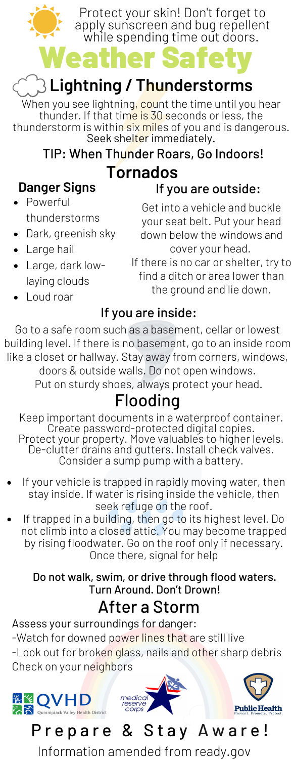Protect your skin! Don't forget to apply sunscreen and bug repellent while spending time out doors.

# Weather Safety

## Lightning / Thunderstorms

When you see lightning, count the time until you hear thunder. If that time is 30 seconds or less, the thunderstorm is within six miles of you and is dangerous. Seek shelter immediately.

**TIP: When Thunder Roars, Go Indoors!**

## Tornados

### Danger Signs

- Powerful thunderstorms
- Dark, greenish sky
- Large hail
- Large, dark low-laying clouds
- Loud roar

### If you are outside:

Get into a vehicle and buckle your seat belt. Put your head down below the windows and cover your head.

If there is no car or shelter, try to find a ditch or area lower than the ground and lie down.

### If you are inside:

Go to a safe room such as a basement, cellar or lowest building level. If there is no basement, go to an inside room like a closet or hallway. Stay away from corners, windows, doors & outside walls. Do not open windows.

Put on sturdy shoes, always protect your head.

## Flooding

Keep important documents in a waterproof container. Create password-protected digital copies.
Protect your property. Move valuables to higher levels. De-clutter drains and gutters. Install check valves. Consider a sump pump with a battery.

- If your vehicle is trapped in rapidly moving water, then stay inside. If water is rising inside the vehicle, then seek refuge on the roof.
- If trapped in a building, then go to its highest level. Do not climb into a closed attic. You may become trapped by rising floodwater. Go on the roof only if necessary. Once there, signal for help

**Do not walk, swim, or drive through flood waters. Turn Around. Don't Drown!**

## After a Storm

Assess your surroundings for danger:
-Watch for downed power lines that are still live
-Look out for broken glass, nails and other sharp debris
Check on your neighbors

QVHD Quinnipiack Valley Health District

medical reserve corps

Public Health Prevent. Promote. Protect.

**Prepare & Stay Aware!**

Information amended from ready.gov